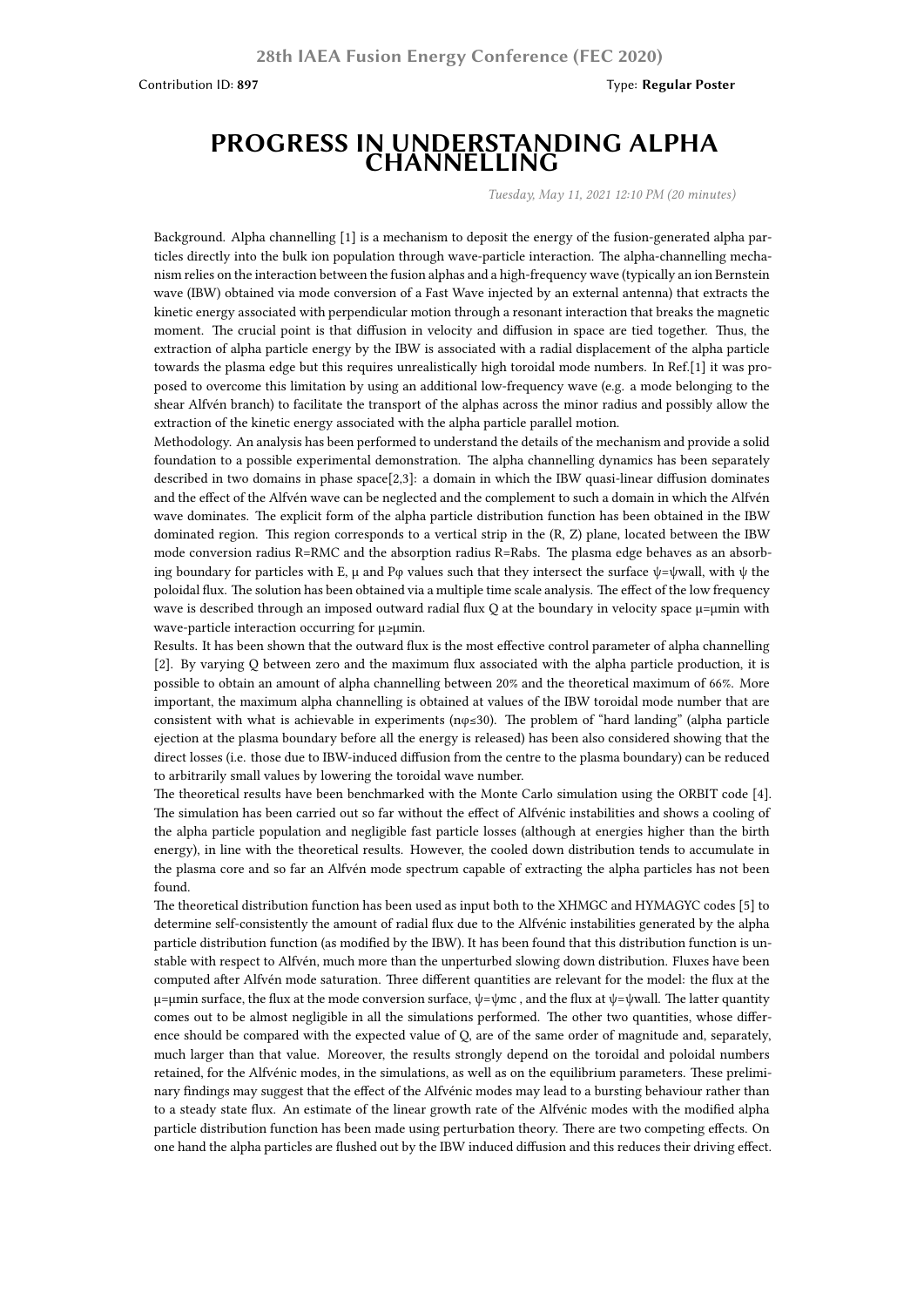Contribution ID: **897**

Type: **Regular Poster**

# PROGRESS IN UNDERSTANDING ALPHA CHANNELLING

*Tuesday, May 11, 2021 12:10 PM (20 minutes)*

Background. Alpha channelling [1] is a mechanism to deposit the energy of the fusion-generated alpha particles directly into the bulk ion population through wave-particle interaction. The alpha-channelling mechanism relies on the interaction between the fusion alphas and a high-frequency wave (typically an ion Bernstein wave (IBW) obtained via mode conversion of a Fast Wave injected by an external antenna) that extracts the kinetic energy associated with perpendicular motion through a resonant interaction that breaks the magnetic moment. The crucial point is that diffusion in velocity and diffusion in space are tied together. Thus, the extraction of alpha particle energy by the IBW is associated with a radial displacement of the alpha particle towards the plasma edge but this requires unrealistically high toroidal mode numbers. In Ref.[1] it was proposed to overcome this limitation by using an additional low-frequency wave (e.g. a mode belonging to the shear Alfvén branch) to facilitate the transport of the alphas across the minor radius and possibly allow the extraction of the kinetic energy associated with the alpha particle parallel motion.

Methodology. An analysis has been performed to understand the details of the mechanism and provide a solid foundation to a possible experimental demonstration. The alpha channelling dynamics has been separately described in two domains in phase space[2,3]: a domain in which the IBW quasi-linear diffusion dominates and the effect of the Alfvén wave can be neglected and the complement to such a domain in which the Alfvén wave dominates. The explicit form of the alpha particle distribution function has been obtained in the IBW dominated region. This region corresponds to a vertical strip in the (R, Z) plane, located between the IBW mode conversion radius $R=R_{MC}$ and the absorption radius $R=R_{abs}$. The plasma edge behaves as an absorbing boundary for particles with E, $\mu$ and $P_\varphi$ values such that they intersect the surface $\psi=\psi_{wall}$, with $\psi$ the poloidal flux. The solution has been obtained via a multiple time scale analysis. The effect of the low frequency wave is described through an imposed outward radial flux Q at the boundary in velocity space $\mu=\mu_{min}$ with wave-particle interaction occurring for $\mu\geq\mu_{min}$.

Results. It has been shown that the outward flux is the most effective control parameter of alpha channelling [2]. By varying Q between zero and the maximum flux associated with the alpha particle production, it is possible to obtain an amount of alpha channelling between 20% and the theoretical maximum of 66%. More important, the maximum alpha channelling is obtained at values of the IBW toroidal mode number that are consistent with what is achievable in experiments ($n_\varphi\leq30$). The problem of "hard landing" (alpha particle ejection at the plasma boundary before all the energy is released) has been also considered showing that the direct losses (i.e. those due to IBW-induced diffusion from the centre to the plasma boundary) can be reduced to arbitrarily small values by lowering the toroidal wave number.

The theoretical results have been benchmarked with the Monte Carlo simulation using the ORBIT code [4]. The simulation has been carried out so far without the effect of Alfvénic instabilities and shows a cooling of the alpha particle population and negligible fast particle losses (although at energies higher than the birth energy), in line with the theoretical results. However, the cooled down distribution tends to accumulate in the plasma core and so far an Alfvén mode spectrum capable of extracting the alpha particles has not been found.

The theoretical distribution function has been used as input both to the XHMGC and HYMAGYC codes [5] to determine self-consistently the amount of radial flux due to the Alfvénic instabilities generated by the alpha particle distribution function (as modified by the IBW). It has been found that this distribution function is unstable with respect to Alfvén, much more than the unperturbed slowing down distribution. Fluxes have been computed after Alfvén mode saturation. Three different quantities are relevant for the model: the flux at the $\mu=\mu_{min}$ surface, the flux at the mode conversion surface, $\psi=\psi_{mc}$ , and the flux at $\psi=\psi_{wall}$. The latter quantity comes out to be almost negligible in all the simulations performed. The other two quantities, whose difference should be compared with the expected value of Q, are of the same order of magnitude and, separately, much larger than that value. Moreover, the results strongly depend on the toroidal and poloidal numbers retained, for the Alfvénic modes, in the simulations, as well as on the equilibrium parameters. These preliminary findings may suggest that the effect of the Alfvénic modes may lead to a bursting behaviour rather than to a steady state flux. An estimate of the linear growth rate of the Alfvénic modes with the modified alpha particle distribution function has been made using perturbation theory. There are two competing effects. On one hand the alpha particles are flushed out by the IBW induced diffusion and this reduces their driving effect.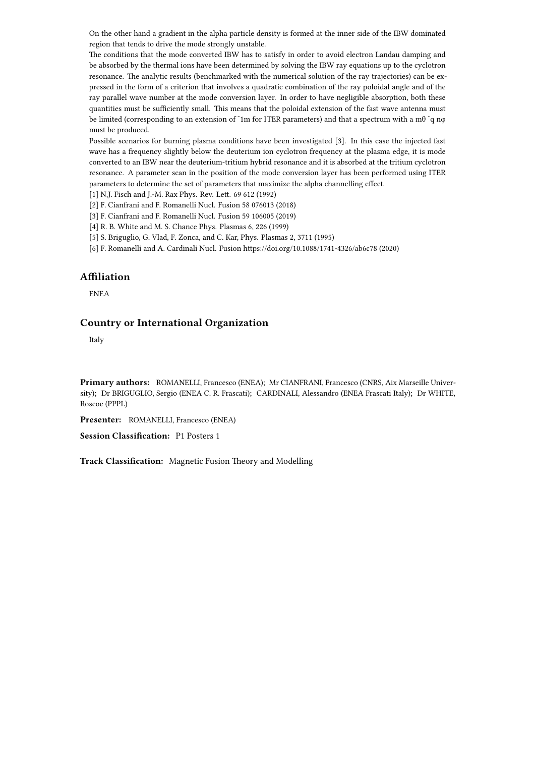On the other hand a gradient in the alpha particle density is formed at the inner side of the IBW dominated region that tends to drive the mode strongly unstable.

The conditions that the mode converted IBW has to satisfy in order to avoid electron Landau damping and be absorbed by the thermal ions have been determined by solving the IBW ray equations up to the cyclotron resonance. The analytic results (benchmarked with the numerical solution of the ray trajectories) can be expressed in the form of a criterion that involves a quadratic combination of the ray poloidal angle and of the ray parallel wave number at the mode conversion layer. In order to have negligible absorption, both these quantities must be sufficiently small. This means that the poloidal extension of the fast wave antenna must be limited (corresponding to an extension of ~1m for ITER parameters) and that a spectrum with a $m\theta \sim q\, n\varphi$ must be produced.

Possible scenarios for burning plasma conditions have been investigated [3]. In this case the injected fast wave has a frequency slightly below the deuterium ion cyclotron frequency at the plasma edge, it is mode converted to an IBW near the deuterium-tritium hybrid resonance and it is absorbed at the tritium cyclotron resonance. A parameter scan in the position of the mode conversion layer has been performed using ITER parameters to determine the set of parameters that maximize the alpha channelling effect.

[1] N.J. Fisch and J.-M. Rax Phys. Rev. Lett. 69 612 (1992)

[2] F. Cianfrani and F. Romanelli Nucl. Fusion 58 076013 (2018)

[3] F. Cianfrani and F. Romanelli Nucl. Fusion 59 106005 (2019)

[4] R. B. White and M. S. Chance Phys. Plasmas 6, 226 (1999)

[5] S. Briguglio, G. Vlad, F. Zonca, and C. Kar, Phys. Plasmas 2, 3711 (1995)

[6] F. Romanelli and A. Cardinali Nucl. Fusion https://doi.org/10.1088/1741-4326/ab6c78 (2020)

## Affiliation

ENEA

## Country or International Organization

Italy

**Primary authors:** ROMANELLI, Francesco (ENEA); Mr CIANFRANI, Francesco (CNRS, Aix Marseille University); Dr BRIGUGLIO, Sergio (ENEA C. R. Frascati); CARDINALI, Alessandro (ENEA Frascati Italy); Dr WHITE, Roscoe (PPPL)

**Presenter:** ROMANELLI, Francesco (ENEA)

**Session Classification:** P1 Posters 1

**Track Classification:** Magnetic Fusion Theory and Modelling